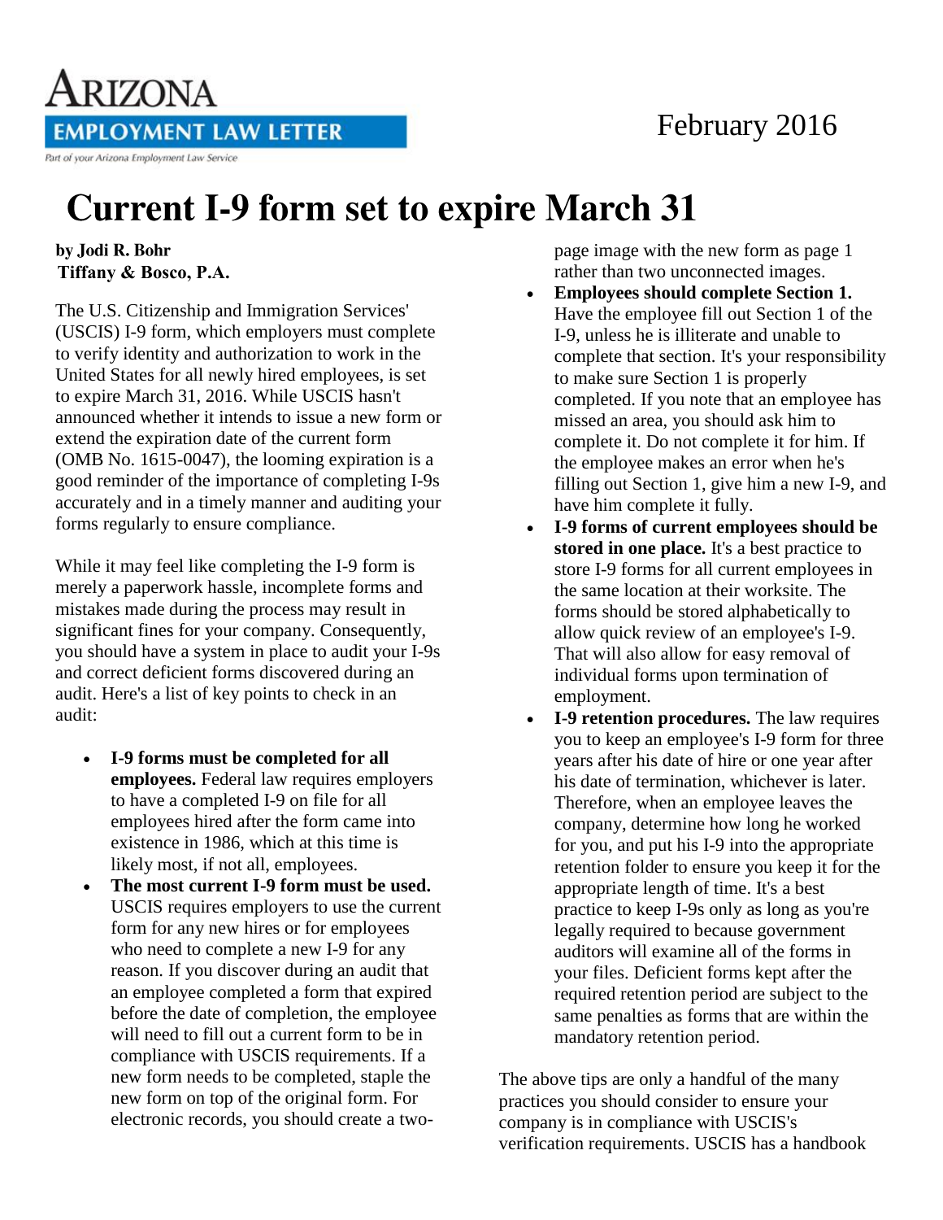# Arizona Employment Law Letter

Part of your Arizona Employment Law Service

February 2016

# Current I-9 form set to expire March 31

**by Jodi R. Bohr**
**Tiffany & Bosco, P.A.**

The U.S. Citizenship and Immigration Services' (USCIS) I-9 form, which employers must complete to verify identity and authorization to work in the United States for all newly hired employees, is set to expire March 31, 2016. While USCIS hasn't announced whether it intends to issue a new form or extend the expiration date of the current form (OMB No. 1615-0047), the looming expiration is a good reminder of the importance of completing I-9s accurately and in a timely manner and auditing your forms regularly to ensure compliance.

While it may feel like completing the I-9 form is merely a paperwork hassle, incomplete forms and mistakes made during the process may result in significant fines for your company. Consequently, you should have a system in place to audit your I-9s and correct deficient forms discovered during an audit. Here's a list of key points to check in an audit:

- **I-9 forms must be completed for all employees.** Federal law requires employers to have a completed I-9 on file for all employees hired after the form came into existence in 1986, which at this time is likely most, if not all, employees.
- **The most current I-9 form must be used.** USCIS requires employers to use the current form for any new hires or for employees who need to complete a new I-9 for any reason. If you discover during an audit that an employee completed a form that expired before the date of completion, the employee will need to fill out a current form to be in compliance with USCIS requirements. If a new form needs to be completed, staple the new form on top of the original form. For electronic records, you should create a two-page image with the new form as page 1 rather than two unconnected images.
- **Employees should complete Section 1.** Have the employee fill out Section 1 of the I-9, unless he is illiterate and unable to complete that section. It's your responsibility to make sure Section 1 is properly completed. If you note that an employee has missed an area, you should ask him to complete it. Do not complete it for him. If the employee makes an error when he's filling out Section 1, give him a new I-9, and have him complete it fully.
- **I-9 forms of current employees should be stored in one place.** It's a best practice to store I-9 forms for all current employees in the same location at their worksite. The forms should be stored alphabetically to allow quick review of an employee's I-9. That will also allow for easy removal of individual forms upon termination of employment.
- **I-9 retention procedures.** The law requires you to keep an employee's I-9 form for three years after his date of hire or one year after his date of termination, whichever is later. Therefore, when an employee leaves the company, determine how long he worked for you, and put his I-9 into the appropriate retention folder to ensure you keep it for the appropriate length of time. It's a best practice to keep I-9s only as long as you're legally required to because government auditors will examine all of the forms in your files. Deficient forms kept after the required retention period are subject to the same penalties as forms that are within the mandatory retention period.

The above tips are only a handful of the many practices you should consider to ensure your company is in compliance with USCIS's verification requirements. USCIS has a handbook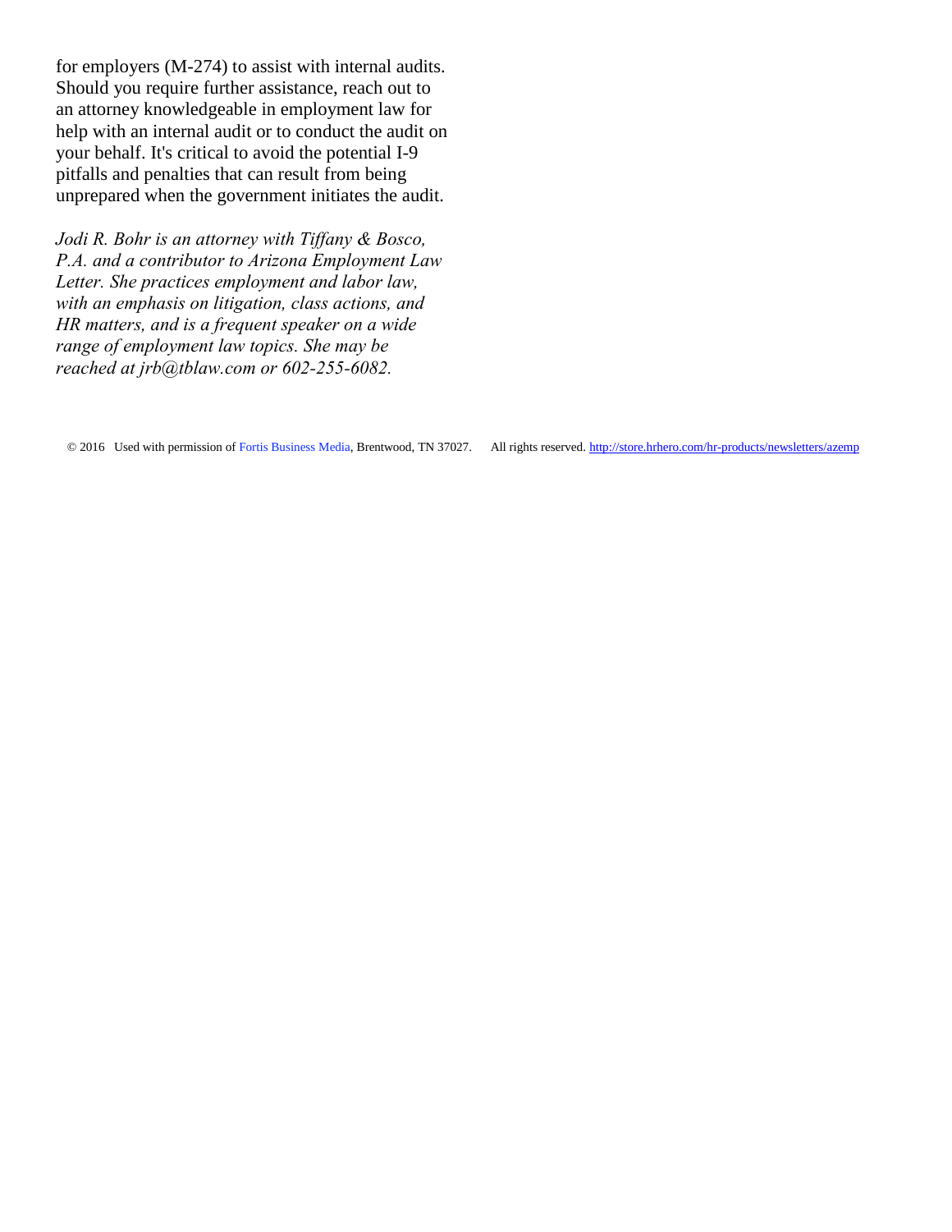for employers (M-274) to assist with internal audits. Should you require further assistance, reach out to an attorney knowledgeable in employment law for help with an internal audit or to conduct the audit on your behalf. It's critical to avoid the potential I-9 pitfalls and penalties that can result from being unprepared when the government initiates the audit.

*Jodi R. Bohr is an attorney with Tiffany & Bosco, P.A. and a contributor to Arizona Employment Law Letter. She practices employment and labor law, with an emphasis on litigation, class actions, and HR matters, and is a frequent speaker on a wide range of employment law topics. She may be reached at jrb@tblaw.com or 602-255-6082.*

© 2016 Used with permission of Fortis Business Media, Brentwood, TN 37027. All rights reserved. http://store.hrhero.com/hr-products/newsletters/azemp